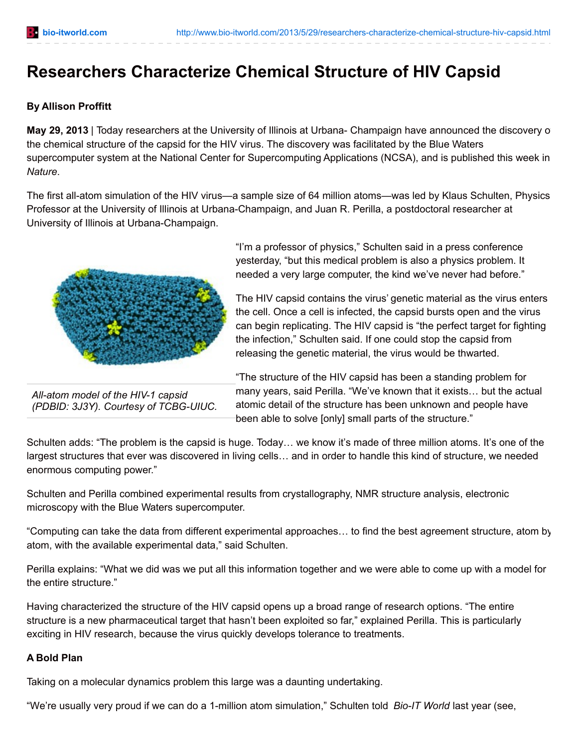# Researchers Characterize Chemical Structure of HIV Capsid

**By Allison Proffitt**

**May 29, 2013** | Today researchers at the University of Illinois at Urbana- Champaign have announced the discovery o the chemical structure of the capsid for the HIV virus. The discovery was facilitated by the Blue Waters supercomputer system at the National Center for Supercomputing Applications (NCSA), and is published this week in *Nature*.

The first all-atom simulation of the HIV virus—a sample size of 64 million atoms—was led by Klaus Schulten, Physics Professor at the University of Illinois at Urbana-Champaign, and Juan R. Perilla, a postdoctoral researcher at University of Illinois at Urbana-Champaign.

*All-atom model of the HIV-1 capsid (PDBID: 3J3Y). Courtesy of TCBG-UIUC.*

"I'm a professor of physics," Schulten said in a press conference yesterday, "but this medical problem is also a physics problem. It needed a very large computer, the kind we've never had before."

The HIV capsid contains the virus' genetic material as the virus enters the cell. Once a cell is infected, the capsid bursts open and the virus can begin replicating. The HIV capsid is "the perfect target for fighting the infection," Schulten said. If one could stop the capsid from releasing the genetic material, the virus would be thwarted.

"The structure of the HIV capsid has been a standing problem for many years, said Perilla. "We've known that it exists… but the actual atomic detail of the structure has been unknown and people have been able to solve [only] small parts of the structure."

Schulten adds: "The problem is the capsid is huge. Today… we know it's made of three million atoms. It's one of the largest structures that ever was discovered in living cells… and in order to handle this kind of structure, we needed enormous computing power."

Schulten and Perilla combined experimental results from crystallography, NMR structure analysis, electronic microscopy with the Blue Waters supercomputer.

"Computing can take the data from different experimental approaches… to find the best agreement structure, atom by atom, with the available experimental data," said Schulten.

Perilla explains: "What we did was we put all this information together and we were able to come up with a model for the entire structure."

Having characterized the structure of the HIV capsid opens up a broad range of research options. "The entire structure is a new pharmaceutical target that hasn't been exploited so far," explained Perilla. This is particularly exciting in HIV research, because the virus quickly develops tolerance to treatments.

**A Bold Plan**

Taking on a molecular dynamics problem this large was a daunting undertaking.

"We're usually very proud if we can do a 1-million atom simulation," Schulten told *Bio-IT World* last year (see,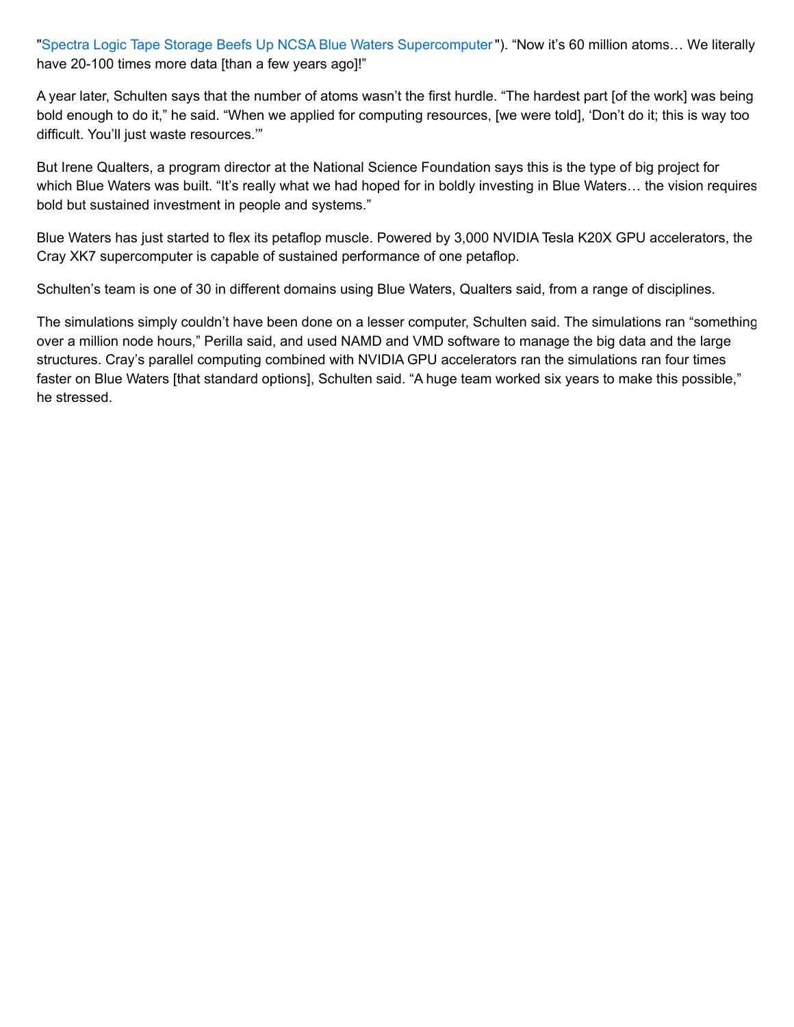"Spectra Logic Tape Storage Beefs Up NCSA Blue Waters Supercomputer"). "Now it's 60 million atoms… We literally have 20-100 times more data [than a few years ago]!"

A year later, Schulten says that the number of atoms wasn't the first hurdle. "The hardest part [of the work] was being bold enough to do it," he said. "When we applied for computing resources, [we were told], 'Don't do it; this is way too difficult. You'll just waste resources.'"

But Irene Qualters, a program director at the National Science Foundation says this is the type of big project for which Blue Waters was built. "It's really what we had hoped for in boldly investing in Blue Waters… the vision requires bold but sustained investment in people and systems."

Blue Waters has just started to flex its petaflop muscle. Powered by 3,000 NVIDIA Tesla K20X GPU accelerators, the Cray XK7 supercomputer is capable of sustained performance of one petaflop.

Schulten's team is one of 30 in different domains using Blue Waters, Qualters said, from a range of disciplines.

The simulations simply couldn't have been done on a lesser computer, Schulten said. The simulations ran "something over a million node hours," Perilla said, and used NAMD and VMD software to manage the big data and the large structures. Cray's parallel computing combined with NVIDIA GPU accelerators ran the simulations ran four times faster on Blue Waters [that standard options], Schulten said. "A huge team worked six years to make this possible," he stressed.